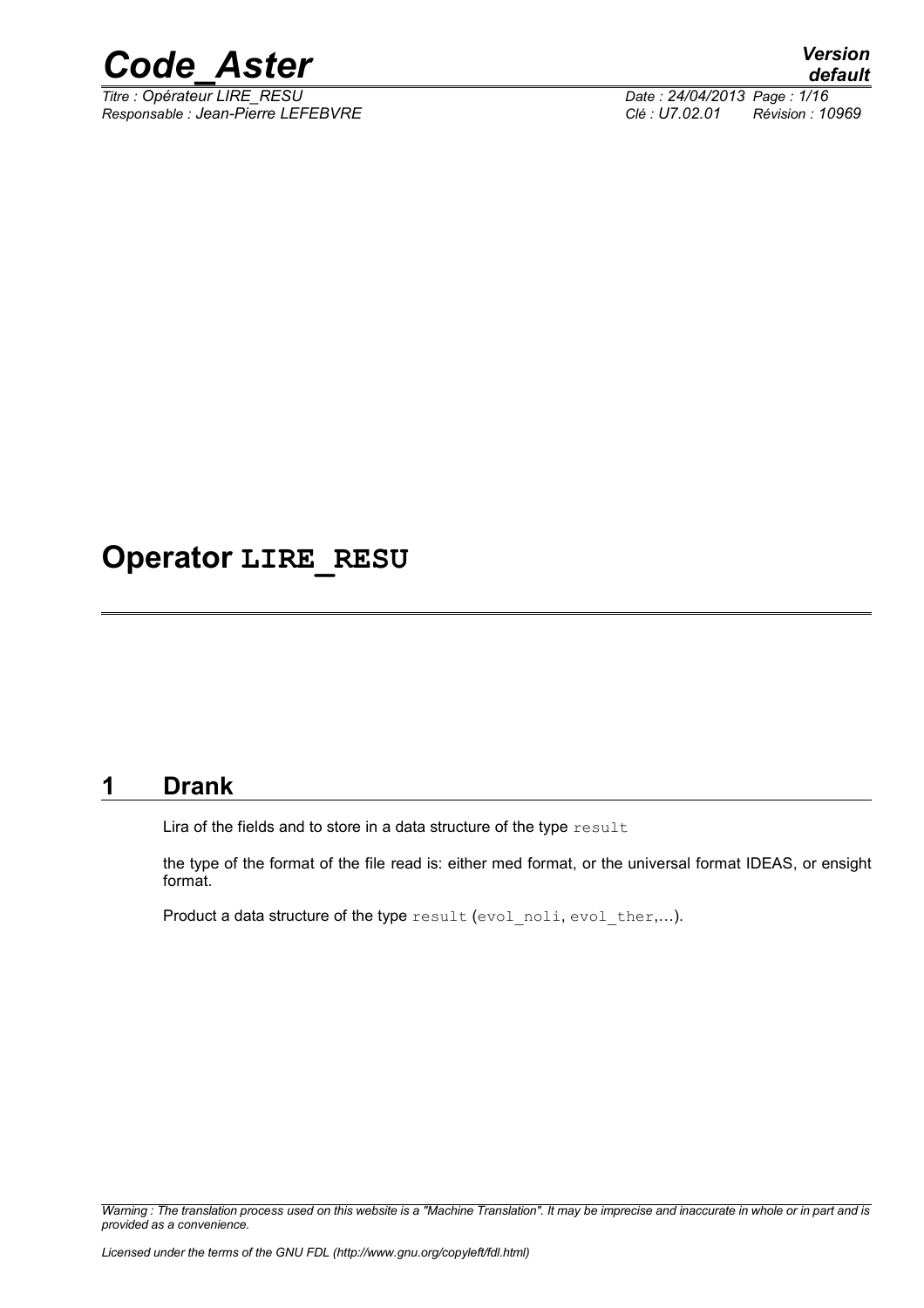# Operator LIRE_RESU

## 1 Drank

Lira of the fields and to store in a data structure of the type `result`

the type of the format of the file read is: either med format, or the universal format IDEAS, or ensight format.

Product a data structure of the type `result` (`evol_noli`, `evol_ther`,…).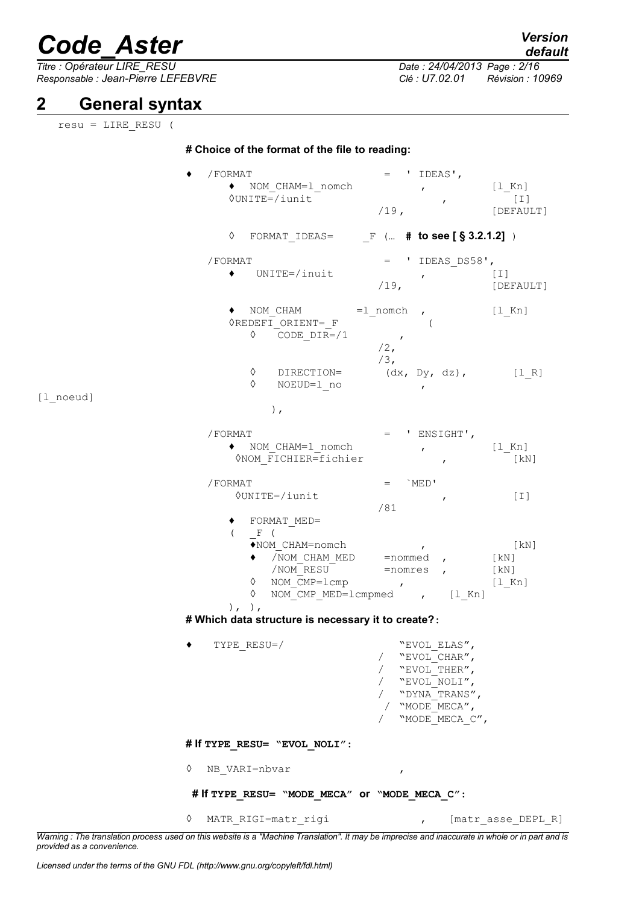## 2 General syntax

```
resu = LIRE_RESU (

                  # Choice of the format of the file to reading:

                  ♦  /FORMAT                    =  ' IDEAS',
                       ♦  NOM_CHAM=l_nomch           ,              [l_Kn]
                       ◊UNITE=/iunit                   ,              [I]
                                               /19,                  [DEFAULT]

                       ◊  FORMAT_IDEAS=     _F (…  # to see [ § 3.2.1.2] )

                     /FORMAT                    =  ' IDEAS_DS58',
                       ♦   UNITE=/inuit             ,              [I]
                                               /19,                  [DEFAULT]

                       ♦  NOM_CHAM         =l_nomch  ,              [l_Kn]
                       ◊REDEFI_ORIENT=_F              (
                          ◊    CODE_DIR=/1          ,
                                               /2,
                                               /3,
                          ◊    DIRECTION=        (dx, Dy, dz),          [l_R]
                          ◊    NOEUD=l_no               ,
[l_noeud]
                               ),

                     /FORMAT                    =  ' ENSIGHT',
                       ♦  NOM_CHAM=l_nomch           ,              [l_Kn]
                        ◊NOM_FICHIER=fichier              ,              [kN]

                     /FORMAT                    =  `MED'
                        ◊UNITE=/iunit                   ,              [I]
                                               /81
                       ♦  FORMAT_MED=
                       (   _F (
                          ♦NOM_CHAM=nomch              ,              [kN]
                          ♦   /NOM_CHAM_MED     =nommed  ,          [kN]
                              /NOM_RESU         =nomres  ,          [kN]
                          ◊  NOM_CMP=lcmp            ,              [l_Kn]
                          ◊  NOM_CMP_MED=lcmpmed      ,      [l_Kn]
                       ), ),
                  # Which data structure is necessary it to create?:

                  ♦    TYPE_RESU=/                      "EVOL_ELAS",
                                                     /  "EVOL_CHAR",
                                                     /  "EVOL_THER",
                                                     /  "EVOL_NOLI",
                                                     /  "DYNA_TRANS",
                                                      / "MODE_MECA",
                                                     /  "MODE_MECA_C",

                  # If TYPE_RESU= "EVOL_NOLI":

                  ◊  NB_VARI=nbvar                      ,

                   # If TYPE_RESU= "MODE_MECA" or "MODE_MECA_C":

                  ◊  MATR_RIGI=matr_rigi               ,     [matr_asse_DEPL_R]
```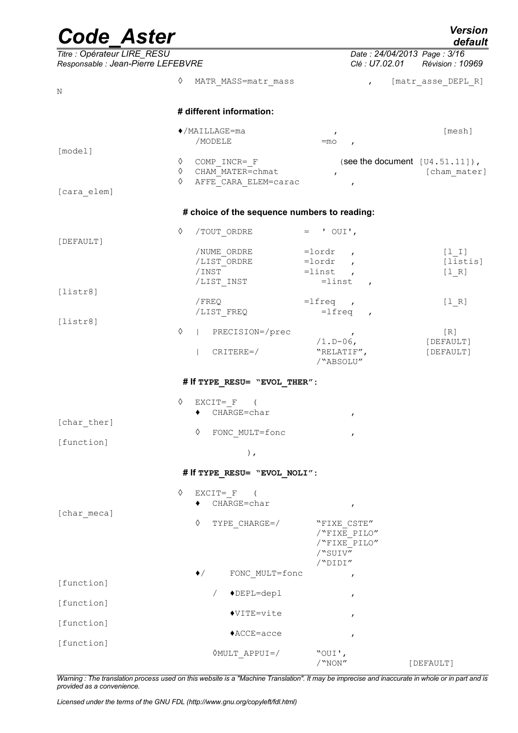```
◊  MATR_MASS=matr_mass                       ,   [matr_asse_DEPL_R]
N

# different information:

♦/MAILLAGE=ma                    ,                   [mesh]
   /MODELE                    =mo   ,
[model]
◊  COMP_INCR=_F                  (see the document [U4.51.11]),
◊  CHAM_MATER=chmat             ,                 [cham_mater]
◊  AFFE_CARA_ELEM=carac              ,
[cara_elem]

# choice of the sequence numbers to reading:

◊  /TOUT_ORDRE          =  ' OUI',
[DEFAULT]
   /NUME_ORDRE          =lordr   ,                 [l_I]
   /LIST_ORDRE          =lordr   ,                 [listis]
   /INST                =linst   ,                 [l_R]
   /LIST_INST             =linst   ,
[listr8]
   /FREQ                =lfreq   ,                 [l_R]
   /LIST_FREQ             =lfreq   ,
[listr8]
◊  |  PRECISION=/prec              ,               [R]
                                /1.D-06,           [DEFAULT]
   |  CRITERE=/                 "RELATIF",         [DEFAULT]
                                /"ABSOLU"

# If TYPE_RESU= "EVOL_THER":

◊  EXCIT=_F   (
   ♦  CHARGE=char                    ,
[char_ther]
   ◊  FONC_MULT=fonc                 ,
[function]
              ),

# If TYPE_RESU= "EVOL_NOLI":

◊  EXCIT=_F   (
   ♦  CHARGE=char                    ,
[char_meca]
   ◊  TYPE_CHARGE=/            "FIXE_CSTE"
                               /"FIXE_PILO"
                               /"FIXE_PILO"
                               /"SUIV"
                               /"DIDI"
   ♦/     FONC_MULT=fonc             ,
[function]
      /   ♦DEPL=depl                 ,
[function]
          ♦VITE=vite                 ,
[function]
          ♦ACCE=acce                 ,
[function]
          ◊MULT_APPUI=/        "OUI',
                               /"NON"            [DEFAULT]
```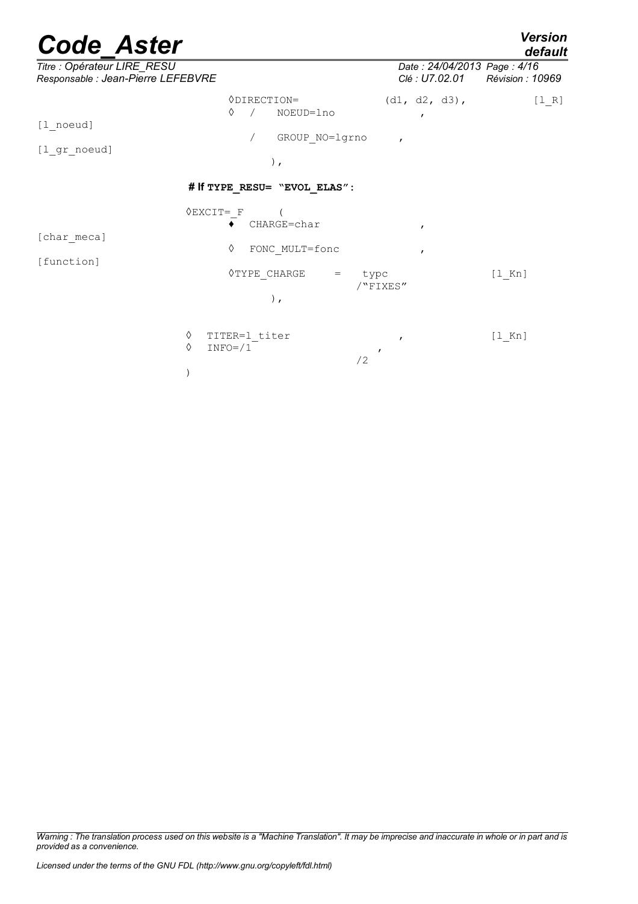```
        ◊DIRECTION=            (d1, d2, d3),          [l_R]
        ◊  /   NOEUD=lno           ,                  [l_noeud]
           /   GROUP_NO=lgrno      ,                  [l_gr_noeud]
             ),
```

**# If TYPE_RESU= "EVOL_ELAS":**

```
    ◊EXCIT=_F     (
        ♦  CHARGE=char             ,                  [char_meca]
        ◊  FONC_MULT=fonc          ,                  [function]
        ◊TYPE_CHARGE    =   typc                      [l_Kn]
                            /"FIXES"
             ),

    ◊  TITER=l_titer               ,                  [l_Kn]
    ◊  INFO=/1                     ,
                            /2
    )
```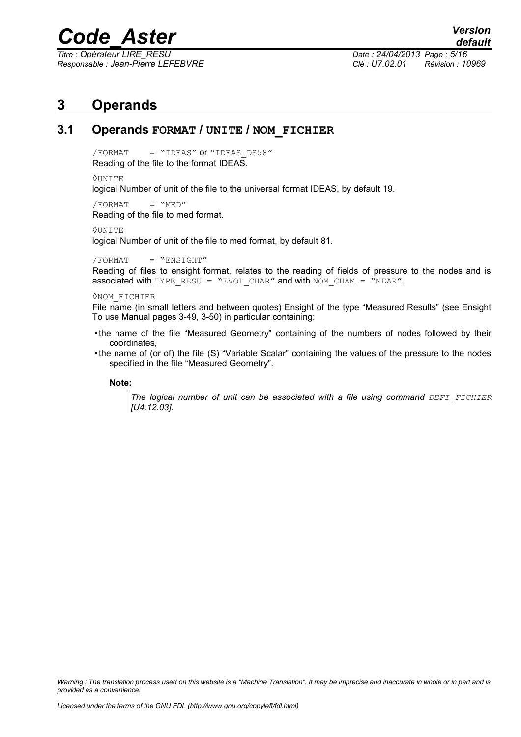# 3 Operands

## 3.1 Operands **FORMAT / UNITE / NOM_FICHIER**

/FORMAT = "IDEAS" or "IDEAS_DS58"
Reading of the file to the format IDEAS.

◊UNITE
logical Number of unit of the file to the universal format IDEAS, by default 19.

/FORMAT = "MED"
Reading of the file to med format.

◊UNITE
logical Number of unit of the file to med format, by default 81.

/FORMAT = "ENSIGHT"
Reading of files to ensight format, relates to the reading of fields of pressure to the nodes and is associated with TYPE_RESU = "EVOL_CHAR" and with NOM_CHAM = "NEAR".

◊NOM_FICHIER
File name (in small letters and between quotes) Ensight of the type "Measured Results" (see Ensight To use Manual pages 3-49, 3-50) in particular containing:

- the name of the file "Measured Geometry" containing of the numbers of nodes followed by their coordinates,
- the name of (or of) the file (S) "Variable Scalar" containing the values of the pressure to the nodes specified in the file "Measured Geometry".

**Note:**

> *The logical number of unit can be associated with a file using command DEFI_FICHIER [U4.12.03].*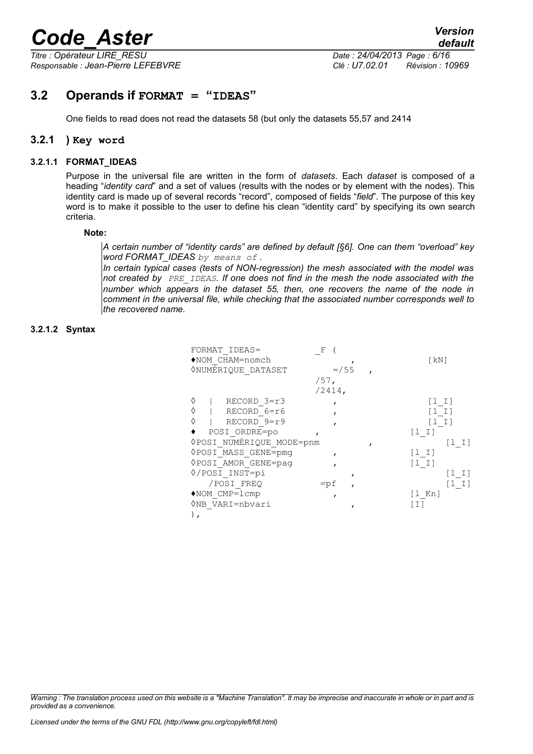## 3.2 Operands if **FORMAT = "IDEAS"**

One fields to read does not read the datasets 58 (but only the datasets 55,57 and 2414

### 3.2.1 ) Key word

#### 3.2.1.1 FORMAT_IDEAS

Purpose in the universal file are written in the form of *datasets*. Each *dataset* is composed of a heading "*identity card*" and a set of values (results with the nodes or by element with the nodes). This identity card is made up of several records "record", composed of fields "*field*". The purpose of this key word is to make it possible to the user to define his clean "identity card" by specifying its own search criteria.

**Note:**

*A certain number of "identity cards" are defined by default [§6]. One can them "overload" key word FORMAT_IDEAS by means of .*

*In certain typical cases (tests of NON-regression) the mesh associated with the model was not created by PRE_IDEAS. If one does not find in the mesh the node associated with the number which appears in the dataset 55, then, one recovers the name of the node in comment in the universal file, while checking that the associated number corresponds well to the recovered name.*

#### 3.2.1.2 Syntax

```
FORMAT_IDEAS=              _F (
♦NOM_CHAM=nomch                 ,              [kN]
◊NUMÉRIQUE_DATASET          =/55   ,
                            /57,
                            /2414,
◊   |   RECORD_3=r3             ,              [l_I]
◊   |   RECORD_6=r6             ,              [l_I]
◊   |   RECORD_9=r9             ,              [l_I]
♦   POSI_ORDRE=po           ,              [l_I]
◊POSI_NUMÉRIQUE_MODE=pnm            ,              [l_I]
◊POSI_MASS_GENE=pmg         ,              [l_I]
◊POSI_AMOR_GENE=pag         ,              [l_I]
◊/POSI_INST=pi                  ,              [l_I]
   /POSI_FREQ               =pf   ,              [l_I]
♦NOM_CMP=lcmp               ,              [l_Kn]
◊NB_VARI=nbvari                 ,              [I]
),
```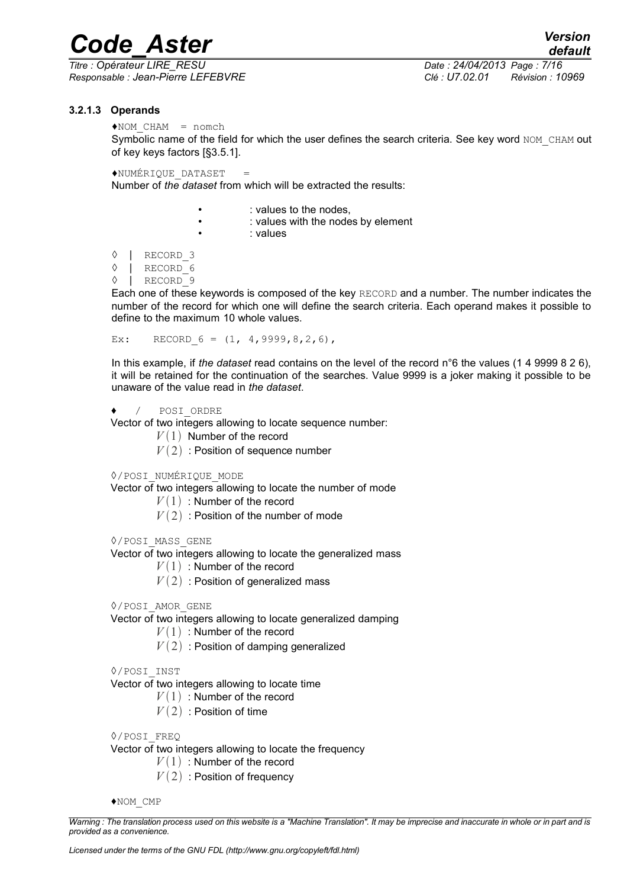#### 3.2.1.3 Operands

♦NOM_CHAM = nomch

Symbolic name of the field for which the user defines the search criteria. See key word NOM_CHAM out of key keys factors [§3.5.1].

♦NUMÉRIQUE_DATASET =

Number of *the dataset* from which will be extracted the results:

- : values to the nodes,
- : values with the nodes by element
- : values

◊ | RECORD_3
◊ | RECORD_6
◊ | RECORD_9

Each one of these keywords is composed of the key RECORD and a number. The number indicates the number of the record for which one will define the search criteria. Each operand makes it possible to define to the maximum 10 whole values.

```
Ex:    RECORD_6 = (1, 4,9999,8,2,6),
```

In this example, if *the dataset* read contains on the level of the record n°6 the values (1 4 9999 8 2 6), it will be retained for the continuation of the searches. Value 9999 is a joker making it possible to be unaware of the value read in *the dataset*.

♦ / POSI_ORDRE

Vector of two integers allowing to locate sequence number:

$V(1)$ Number of the record

$V(2)$ : Position of sequence number

◊/POSI_NUMÉRIQUE_MODE

Vector of two integers allowing to locate the number of mode

$V(1)$ : Number of the record

$V(2)$ : Position of the number of mode

◊/POSI_MASS_GENE

Vector of two integers allowing to locate the generalized mass

$V(1)$ : Number of the record

$V(2)$ : Position of generalized mass

◊/POSI_AMOR_GENE

Vector of two integers allowing to locate generalized damping

$V(1)$ : Number of the record

$V(2)$ : Position of damping generalized

◊/POSI_INST

Vector of two integers allowing to locate time

$V(1)$ : Number of the record

$V(2)$ : Position of time

◊/POSI_FREQ

Vector of two integers allowing to locate the frequency

$V(1)$ : Number of the record

$V(2)$ : Position of frequency

♦NOM_CMP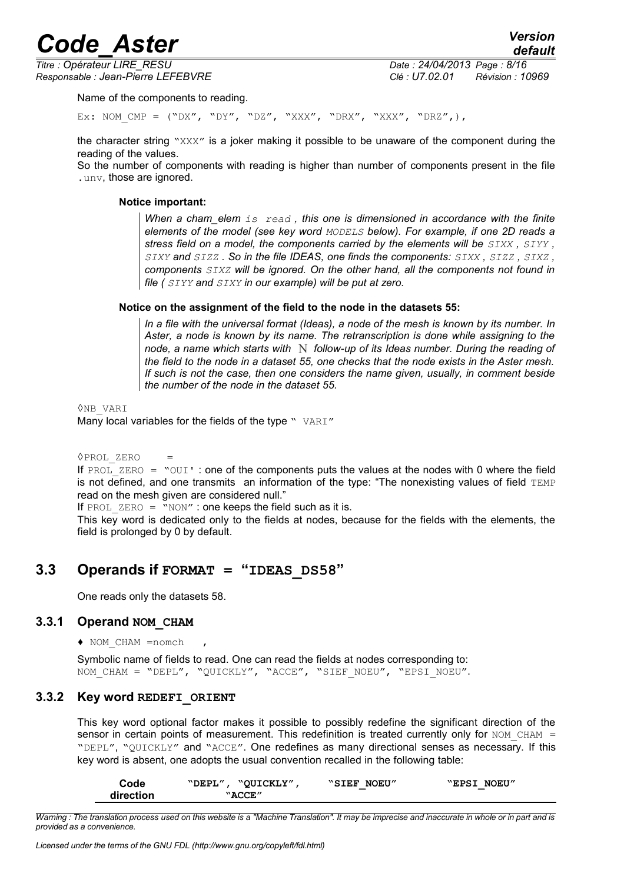Name of the components to reading.

Ex: NOM_CMP = ("DX", "DY", "DZ", "XXX", "DRX", "XXX", "DRZ",),

the character string "XXX" is a joker making it possible to be unaware of the component during the reading of the values.
So the number of components with reading is higher than number of components present in the file .unv, those are ignored.

**Notice important:**

> *When a cham_elem is read , this one is dimensioned in accordance with the finite elements of the model (see key word MODELS below). For example, if one 2D reads a stress field on a model, the components carried by the elements will be SIXX , SIYY , SIXY and SIZZ . So in the file IDEAS, one finds the components: SIXX , SIZZ , SIXZ , components SIXZ will be ignored. On the other hand, all the components not found in file ( SIYY and SIXY in our example) will be put at zero.*

**Notice on the assignment of the field to the node in the datasets 55:**

> *In a file with the universal format (Ideas), a node of the mesh is known by its number. In Aster, a node is known by its name. The retranscription is done while assigning to the node, a name which starts with N follow-up of its Ideas number. During the reading of the field to the node in a dataset 55, one checks that the node exists in the Aster mesh. If such is not the case, then one considers the name given, usually, in comment beside the number of the node in the dataset 55.*

◊NB_VARI

Many local variables for the fields of the type " VARI"

◊PROL_ZERO =

If PROL_ZERO = "OUI' : one of the components puts the values at the nodes with 0 where the field is not defined, and one transmits an information of the type: "The nonexisting values of field TEMP read on the mesh given are considered null."

If PROL_ZERO = "NON" : one keeps the field such as it is.

This key word is dedicated only to the fields at nodes, because for the fields with the elements, the field is prolonged by 0 by default.

## 3.3 Operands if FORMAT = "IDEAS_DS58"

One reads only the datasets 58.

### 3.3.1 Operand NOM_CHAM

♦ NOM_CHAM =nomch ,

Symbolic name of fields to read. One can read the fields at nodes corresponding to:
NOM_CHAM = "DEPL", "QUICKLY", "ACCE", "SIEF_NOEU", "EPSI_NOEU".

### 3.3.2 Key word REDEFI_ORIENT

This key word optional factor makes it possible to possibly redefine the significant direction of the sensor in certain points of measurement. This redefinition is treated currently only for NOM_CHAM = "DEPL", "QUICKLY" and "ACCE". One redefines as many directional senses as necessary. If this key word is absent, one adopts the usual convention recalled in the following table:

| Code direction | "DEPL", "QUICKLY", "ACCE" | "SIEF_NOEU" | "EPSI_NOEU" |
|---|---|---|---|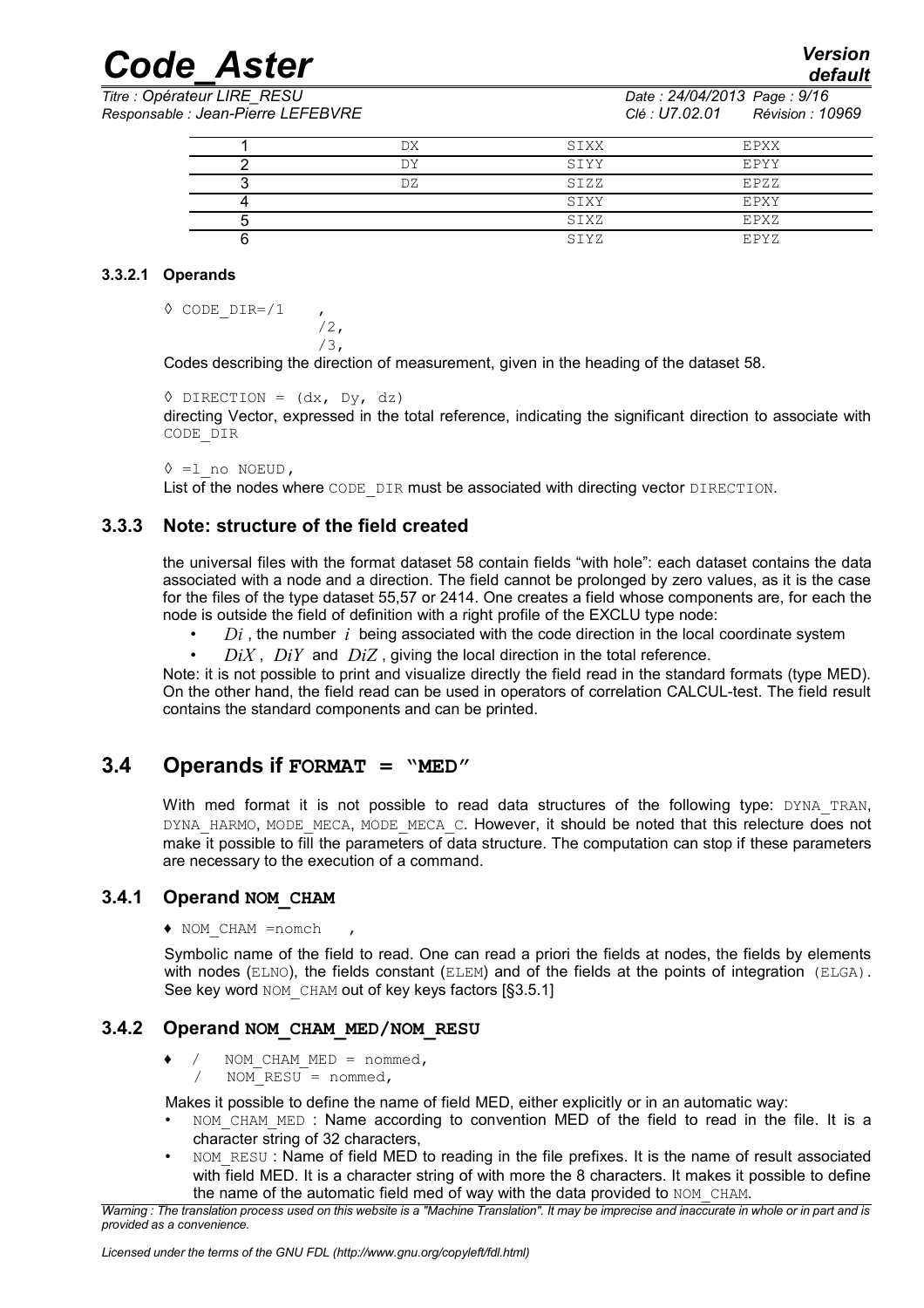| | | | |
|---|---|---|---|
| 1 | DX | SIXX | EPXX |
| 2 | DY | SIYY | EPYY |
| 3 | DZ | SIZZ | EPZZ |
| 4 | | SIXY | EPXY |
| 5 | | SIXZ | EPXZ |
| 6 | | SIYZ | EPYZ |

#### 3.3.2.1 Operands

```
◊ CODE_DIR=/1    ,
            /2,
            /3,
```

Codes describing the direction of measurement, given in the heading of the dataset 58.

```
◊ DIRECTION = (dx, Dy, dz)
```

directing Vector, expressed in the total reference, indicating the significant direction to associate with CODE_DIR

```
◊ =l_no NOEUD,
```

List of the nodes where CODE_DIR must be associated with directing vector DIRECTION.

### 3.3.3 Note: structure of the field created

the universal files with the format dataset 58 contain fields "with hole": each dataset contains the data associated with a node and a direction. The field cannot be prolonged by zero values, as it is the case for the files of the type dataset 55,57 or 2414. One creates a field whose components are, for each the node is outside the field of definition with a right profile of the EXCLU type node:

- $Di$ , the number $i$ being associated with the code direction in the local coordinate system
- $DiX$ , $DiY$ and $DiZ$ , giving the local direction in the total reference.

Note: it is not possible to print and visualize directly the field read in the standard formats (type MED). On the other hand, the field read can be used in operators of correlation CALCUL-test. The field result contains the standard components and can be printed.

## 3.4 Operands if **FORMAT = "MED"**

With med format it is not possible to read data structures of the following type: DYNA_TRAN, DYNA_HARMO, MODE_MECA, MODE_MECA_C. However, it should be noted that this relecture does not make it possible to fill the parameters of data structure. The computation can stop if these parameters are necessary to the execution of a command.

### 3.4.1 Operand **NOM_CHAM**

```
♦ NOM_CHAM =nomch   ,
```

Symbolic name of the field to read. One can read a priori the fields at nodes, the fields by elements with nodes (ELNO), the fields constant (ELEM) and of the fields at the points of integration (ELGA). See key word NOM_CHAM out of key keys factors [§3.5.1]

### 3.4.2 Operand **NOM_CHAM_MED/NOM_RESU**

```
♦  /  NOM_CHAM_MED = nommed,
   /  NOM_RESU = nommed,
```

Makes it possible to define the name of field MED, either explicitly or in an automatic way:

- NOM_CHAM_MED : Name according to convention MED of the field to read in the file. It is a character string of 32 characters,
- NOM_RESU : Name of field MED to reading in the file prefixes. It is the name of result associated with field MED. It is a character string of with more the 8 characters. It makes it possible to define the name of the automatic field med of way with the data provided to NOM_CHAM.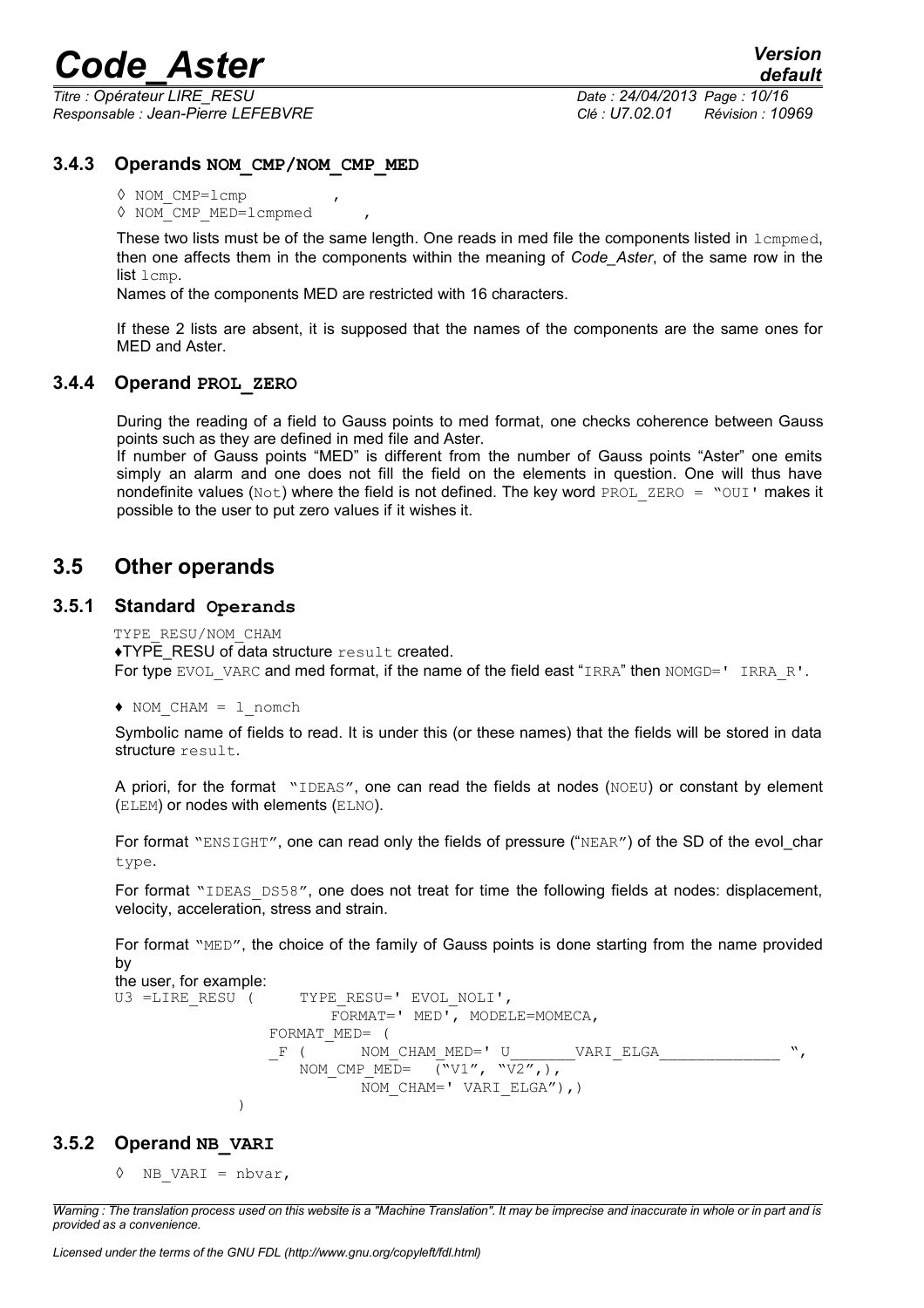### 3.4.3 Operands **NOM_CMP/NOM_CMP_MED**

◊ NOM_CMP=lcmp ,
◊ NOM_CMP_MED=lcmpmed ,

These two lists must be of the same length. One reads in med file the components listed in lcmpmed, then one affects them in the components within the meaning of *Code_Aster*, of the same row in the list lcmp.
Names of the components MED are restricted with 16 characters.

If these 2 lists are absent, it is supposed that the names of the components are the same ones for MED and Aster.

### 3.4.4 Operand **PROL_ZERO**

During the reading of a field to Gauss points to med format, one checks coherence between Gauss points such as they are defined in med file and Aster.
If number of Gauss points "MED" is different from the number of Gauss points "Aster" one emits simply an alarm and one does not fill the field on the elements in question. One will thus have nondefinite values (Not) where the field is not defined. The key word PROL_ZERO = "OUI' makes it possible to the user to put zero values if it wishes it.

## 3.5 Other operands

### 3.5.1 Standard **Operands**

TYPE_RESU/NOM_CHAM
♦TYPE_RESU of data structure result created.
For type EVOL_VARC and med format, if the name of the field east "IRRA" then NOMGD=' IRRA_R'.

♦ NOM_CHAM = l_nomch

Symbolic name of fields to read. It is under this (or these names) that the fields will be stored in data structure result.

A priori, for the format "IDEAS", one can read the fields at nodes (NOEU) or constant by element (ELEM) or nodes with elements (ELNO).

For format "ENSIGHT", one can read only the fields of pressure ("NEAR") of the SD of the evol_char type.

For format "IDEAS_DS58", one does not treat for time the following fields at nodes: displacement, velocity, acceleration, stress and strain.

For format "MED", the choice of the family of Gauss points is done starting from the name provided by
the user, for example:

```
U3 =LIRE_RESU (      TYPE_RESU=' EVOL_NOLI',
                     FORMAT=' MED', MODELE=MOMECA,
                FORMAT_MED= (
                _F (      NOM_CHAM_MED=' U_______VARI_ELGA_____________ ",
                   NOM_CMP_MED=   ("V1", "V2",),
                         NOM_CHAM=' VARI_ELGA"),)
           )
```

### 3.5.2 Operand **NB_VARI**

◊ NB_VARI = nbvar,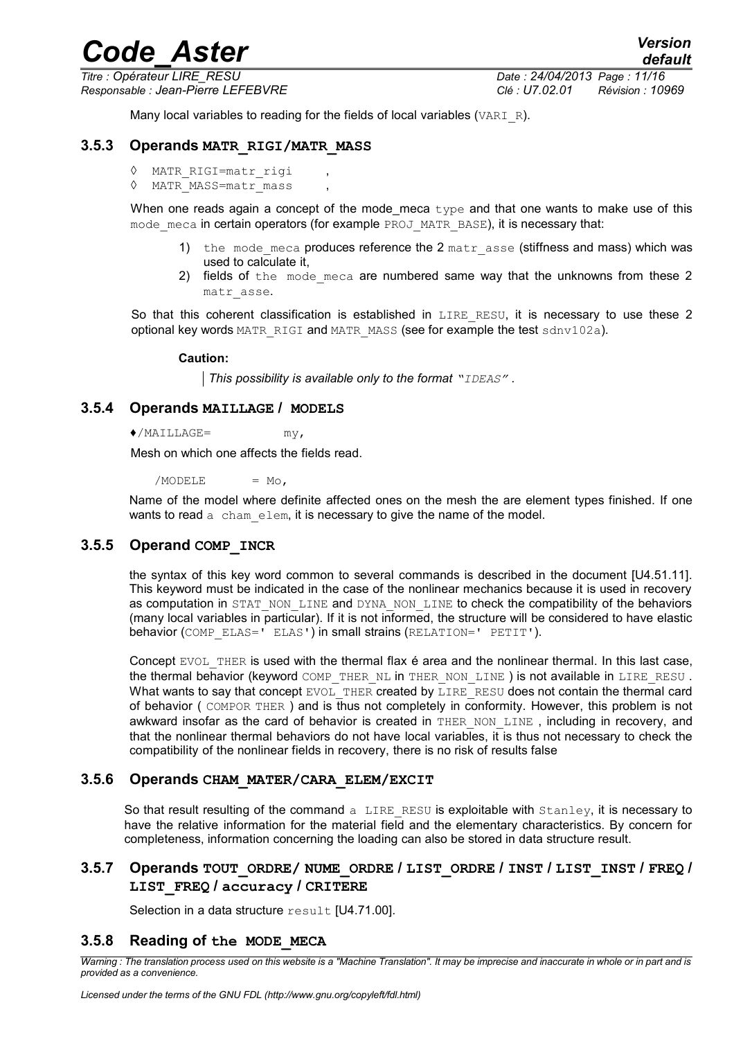Many local variables to reading for the fields of local variables (VARI_R).

### 3.5.3 Operands MATR_RIGI/MATR_MASS

◊ MATR_RIGI=matr_rigi ,
◊ MATR_MASS=matr_mass ,

When one reads again a concept of the mode_meca type and that one wants to make use of this mode_meca in certain operators (for example PROJ_MATR_BASE), it is necessary that:

1) the mode_meca produces reference the 2 matr_asse (stiffness and mass) which was used to calculate it,
2) fields of the mode_meca are numbered same way that the unknowns from these 2 matr_asse.

So that this coherent classification is established in LIRE_RESU, it is necessary to use these 2 optional key words MATR_RIGI and MATR_MASS (see for example the test sdnv102a).

**Caution:**

*This possibility is available only to the format "IDEAS" .*

### 3.5.4 Operands MAILLAGE / MODELS

♦/MAILLAGE= my,

Mesh on which one affects the fields read.

/MODELE = Mo,

Name of the model where definite affected ones on the mesh the are element types finished. If one wants to read a cham_elem, it is necessary to give the name of the model.

### 3.5.5 Operand COMP_INCR

the syntax of this key word common to several commands is described in the document [U4.51.11]. This keyword must be indicated in the case of the nonlinear mechanics because it is used in recovery as computation in STAT_NON_LINE and DYNA_NON_LINE to check the compatibility of the behaviors (many local variables in particular). If it is not informed, the structure will be considered to have elastic behavior (COMP_ELAS=' ELAS') in small strains (RELATION=' PETIT').

Concept EVOL_THER is used with the thermal flax é area and the nonlinear thermal. In this last case, the thermal behavior (keyword COMP_THER_NL in THER_NON_LINE ) is not available in LIRE_RESU . What wants to say that concept EVOL_THER created by LIRE_RESU does not contain the thermal card of behavior ( COMPOR THER ) and is thus not completely in conformity. However, this problem is not awkward insofar as the card of behavior is created in THER_NON_LINE , including in recovery, and that the nonlinear thermal behaviors do not have local variables, it is thus not necessary to check the compatibility of the nonlinear fields in recovery, there is no risk of results false

### 3.5.6 Operands CHAM_MATER/CARA_ELEM/EXCIT

So that result resulting of the command a LIRE_RESU is exploitable with Stanley, it is necessary to have the relative information for the material field and the elementary characteristics. By concern for completeness, information concerning the loading can also be stored in data structure result.

### 3.5.7 Operands TOUT_ORDRE/ NUME_ORDRE / LIST_ORDRE / INST / LIST_INST / FREQ / LIST_FREQ / accuracy / CRITERE

Selection in a data structure result [U4.71.00].

### 3.5.8 Reading of the MODE_MECA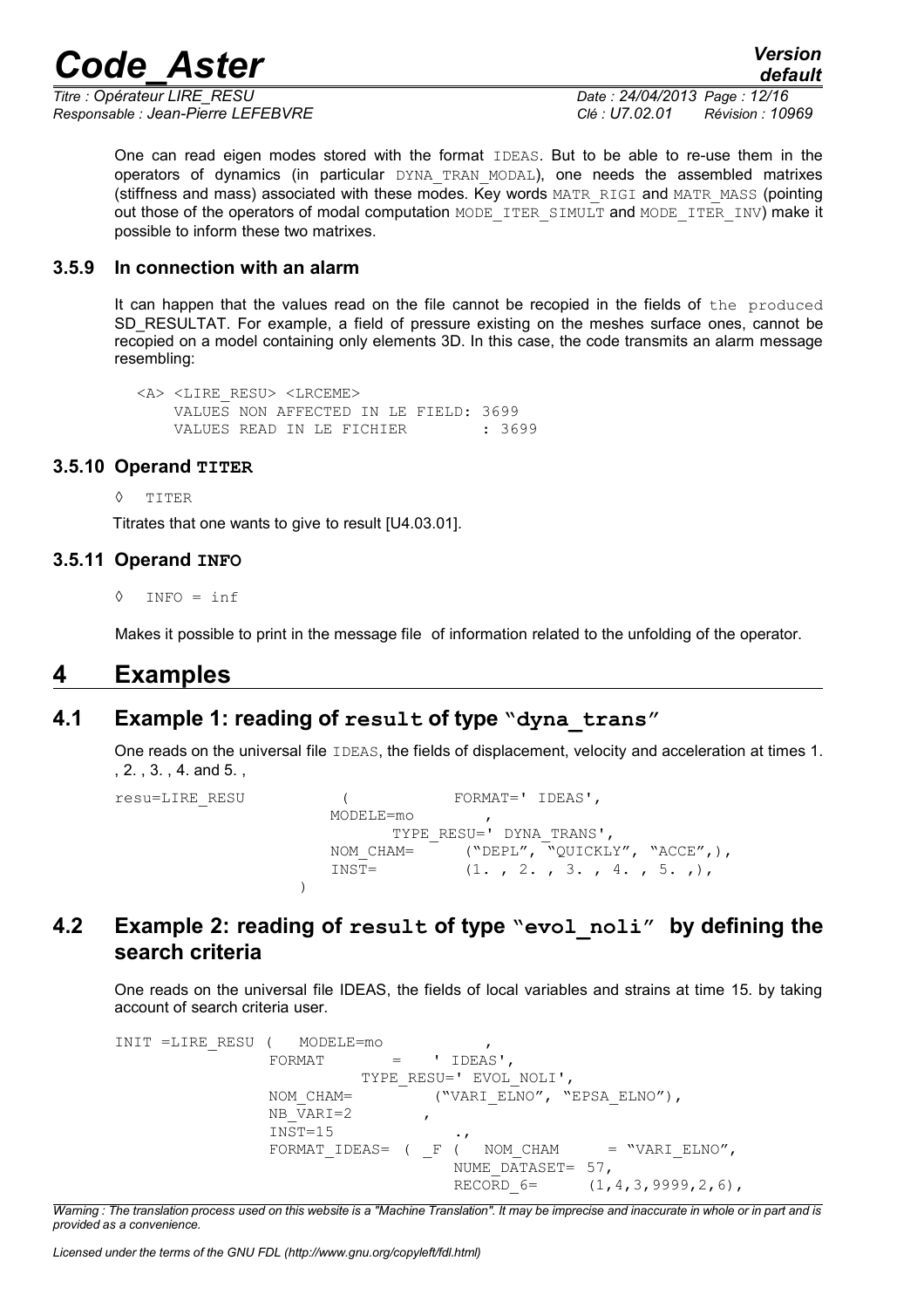One can read eigen modes stored with the format IDEAS. But to be able to re-use them in the operators of dynamics (in particular DYNA_TRAN_MODAL), one needs the assembled matrixes (stiffness and mass) associated with these modes. Key words MATR_RIGI and MATR_MASS (pointing out those of the operators of modal computation MODE_ITER_SIMULT and MODE_ITER_INV) make it possible to inform these two matrixes.

### 3.5.9 In connection with an alarm

It can happen that the values read on the file cannot be recopied in the fields of the produced SD_RESULTAT. For example, a field of pressure existing on the meshes surface ones, cannot be recopied on a model containing only elements 3D. In this case, the code transmits an alarm message resembling:

```
<A> <LIRE_RESU> <LRCEME>
    VALUES NON AFFECTED IN LE FIELD: 3699
    VALUES READ IN LE FICHIER        : 3699
```

### 3.5.10 Operand **TITER**

◊ TITER

Titrates that one wants to give to result [U4.03.01].

### 3.5.11 Operand **INFO**

◊ INFO = inf

Makes it possible to print in the message file of information related to the unfolding of the operator.

# 4 Examples

## 4.1 Example 1: reading of **result** of type **"dyna_trans"**

One reads on the universal file IDEAS, the fields of displacement, velocity and acceleration at times 1. , 2. , 3. , 4. and 5. ,

```
resu=LIRE_RESU          (           FORMAT=' IDEAS',
                       MODELE=mo        ,
                             TYPE_RESU=' DYNA_TRANS',
                       NOM_CHAM=      ("DEPL", "QUICKLY", "ACCE",),
                       INST=          (1. , 2. , 3. , 4. , 5. ,),
                    )
```

## 4.2 Example 2: reading of **result** of type **"evol_noli"** by defining the search criteria

One reads on the universal file IDEAS, the fields of local variables and strains at time 15. by taking account of search criteria user.

```
INIT =LIRE_RESU (   MODELE=mo           ,
                FORMAT        =   ' IDEAS',
                          TYPE_RESU=' EVOL_NOLI',
                NOM_CHAM=         ("VARI_ELNO", "EPSA_ELNO"),
                NB_VARI=2         ,
                INST=15                .,
                FORMAT_IDEAS= ( _F (  NOM_CHAM     = "VARI_ELNO",
                                   NUME_DATASET= 57,
                                   RECORD_6=     (1,4,3,9999,2,6),
```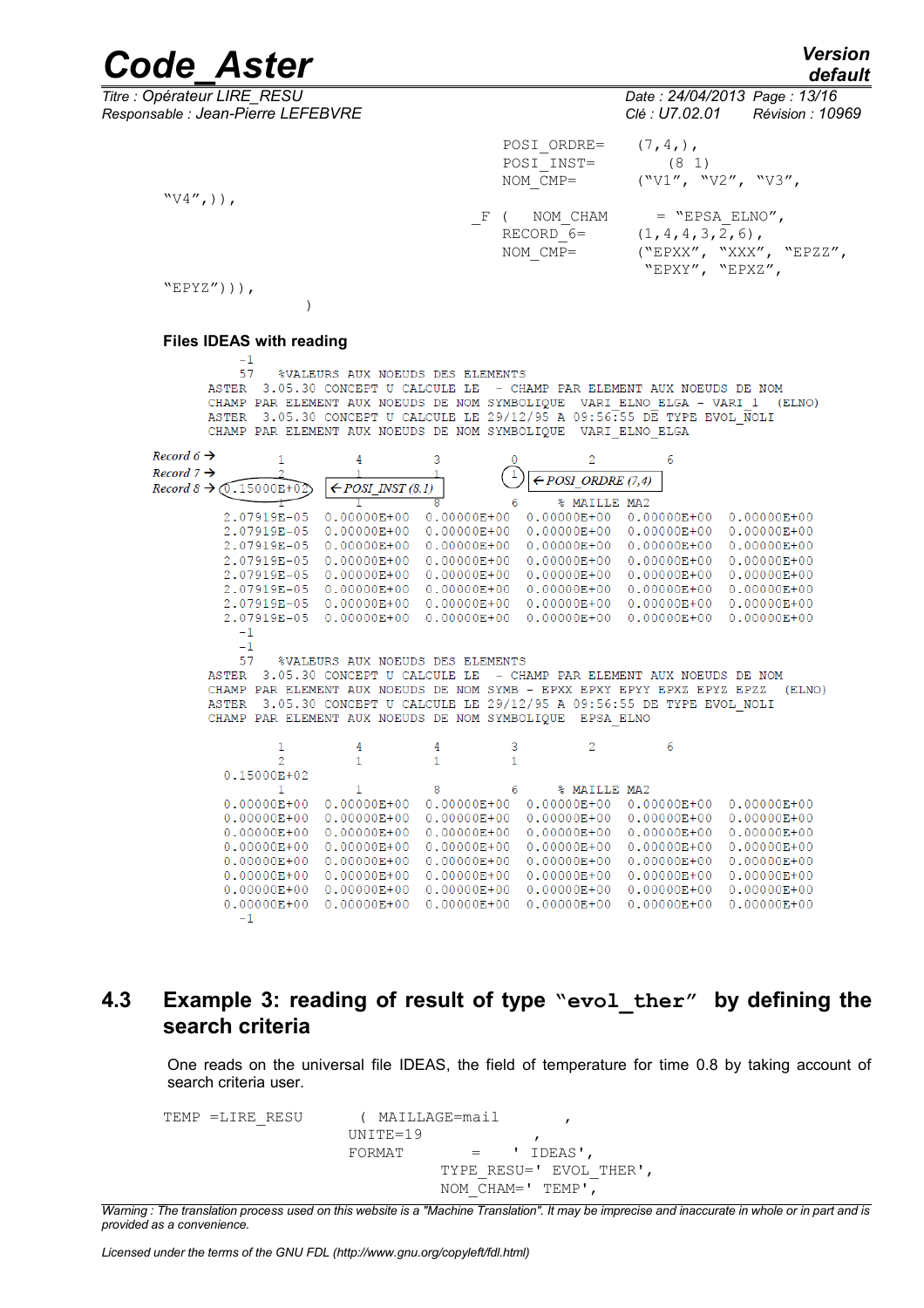```
                                        POSI_ORDRE=    (7,4,),
                                        POSI_INST=        (8 1)
                                        NOM_CMP=       ("V1", "V2", "V3",
"V4",)),
                                     _F (   NOM_CHAM       = "EPSA_ELNO",
                                        RECORD_6=      (1,4,4,3,2,6),
                                        NOM_CMP=       ("EPXX", "XXX", "EPZZ",
                                                        "EPXY", "EPXZ",
"EPYZ"))),
                      )
```

**Files IDEAS with reading**

```
        -1
        57     %VALEURS AUX NOEUDS DES ELEMENTS
     ASTER  3.05.30 CONCEPT U CALCULE LE  - CHAMP PAR ELEMENT AUX NOEUDS DE NOM
     CHAMP PAR ELEMENT AUX NOEUDS DE NOM SYMBOLIQUE  VARI_ELNO_ELGA - VARI_1  (ELNO)
     ASTER  3.05.30 CONCEPT U CALCULE LE 29/12/95 A 09:56:55 DE TYPE EVOL_NOLI
     CHAMP PAR ELEMENT AUX NOEUDS DE NOM SYMBOLIQUE  VARI_ELNO_ELGA

Record 6 ->      1           4           3           0           2           6
Record 7 ->      2           1           1           1  <- POSI_ORDRE (7,4)
Record 8 ->  0.15000E+02   <- POSI_INST (8.1)
                 1           1           8           6     % MAILLE MA2
  2.07919E-05  0.00000E+00  0.00000E+00  0.00000E+00  0.00000E+00  0.00000E+00
  2.07919E-05  0.00000E+00  0.00000E+00  0.00000E+00  0.00000E+00  0.00000E+00
  2.07919E-05  0.00000E+00  0.00000E+00  0.00000E+00  0.00000E+00  0.00000E+00
  2.07919E-05  0.00000E+00  0.00000E+00  0.00000E+00  0.00000E+00  0.00000E+00
  2.07919E-05  0.00000E+00  0.00000E+00  0.00000E+00  0.00000E+00  0.00000E+00
  2.07919E-05  0.00000E+00  0.00000E+00  0.00000E+00  0.00000E+00  0.00000E+00
  2.07919E-05  0.00000E+00  0.00000E+00  0.00000E+00  0.00000E+00  0.00000E+00
  2.07919E-05  0.00000E+00  0.00000E+00  0.00000E+00  0.00000E+00  0.00000E+00
        -1
        -1
        57     %VALEURS AUX NOEUDS DES ELEMENTS
     ASTER  3.05.30 CONCEPT U CALCULE LE  - CHAMP PAR ELEMENT AUX NOEUDS DE NOM
     CHAMP PAR ELEMENT AUX NOEUDS DE NOM SYMB - EPXX EPXY EPYY EPXZ EPYZ EPZZ  (ELNO)
     ASTER  3.05.30 CONCEPT U CALCULE LE 29/12/95 A 09:56:55 DE TYPE EVOL_NOLI
     CHAMP PAR ELEMENT AUX NOEUDS DE NOM SYMBOLIQUE  EPSA_ELNO

                 1           4           4           3           2           6
                 2           1           1           1
  0.15000E+02
                 1           1           8           6     % MAILLE MA2
  0.00000E+00  0.00000E+00  0.00000E+00  0.00000E+00  0.00000E+00  0.00000E+00
  0.00000E+00  0.00000E+00  0.00000E+00  0.00000E+00  0.00000E+00  0.00000E+00
  0.00000E+00  0.00000E+00  0.00000E+00  0.00000E+00  0.00000E+00  0.00000E+00
  0.00000E+00  0.00000E+00  0.00000E+00  0.00000E+00  0.00000E+00  0.00000E+00
  0.00000E+00  0.00000E+00  0.00000E+00  0.00000E+00  0.00000E+00  0.00000E+00
  0.00000E+00  0.00000E+00  0.00000E+00  0.00000E+00  0.00000E+00  0.00000E+00
  0.00000E+00  0.00000E+00  0.00000E+00  0.00000E+00  0.00000E+00  0.00000E+00
  0.00000E+00  0.00000E+00  0.00000E+00  0.00000E+00  0.00000E+00  0.00000E+00
        -1
```

## 4.3 Example 3: reading of result of type "evol_ther" by defining the search criteria

One reads on the universal file IDEAS, the field of temperature for time 0.8 by taking account of search criteria user.

```
TEMP =LIRE_RESU       ( MAILLAGE=mail          ,
                      UNITE=19              ,
                      FORMAT        =    ' IDEAS',
                             TYPE_RESU=' EVOL_THER',
                             NOM_CHAM=' TEMP',
```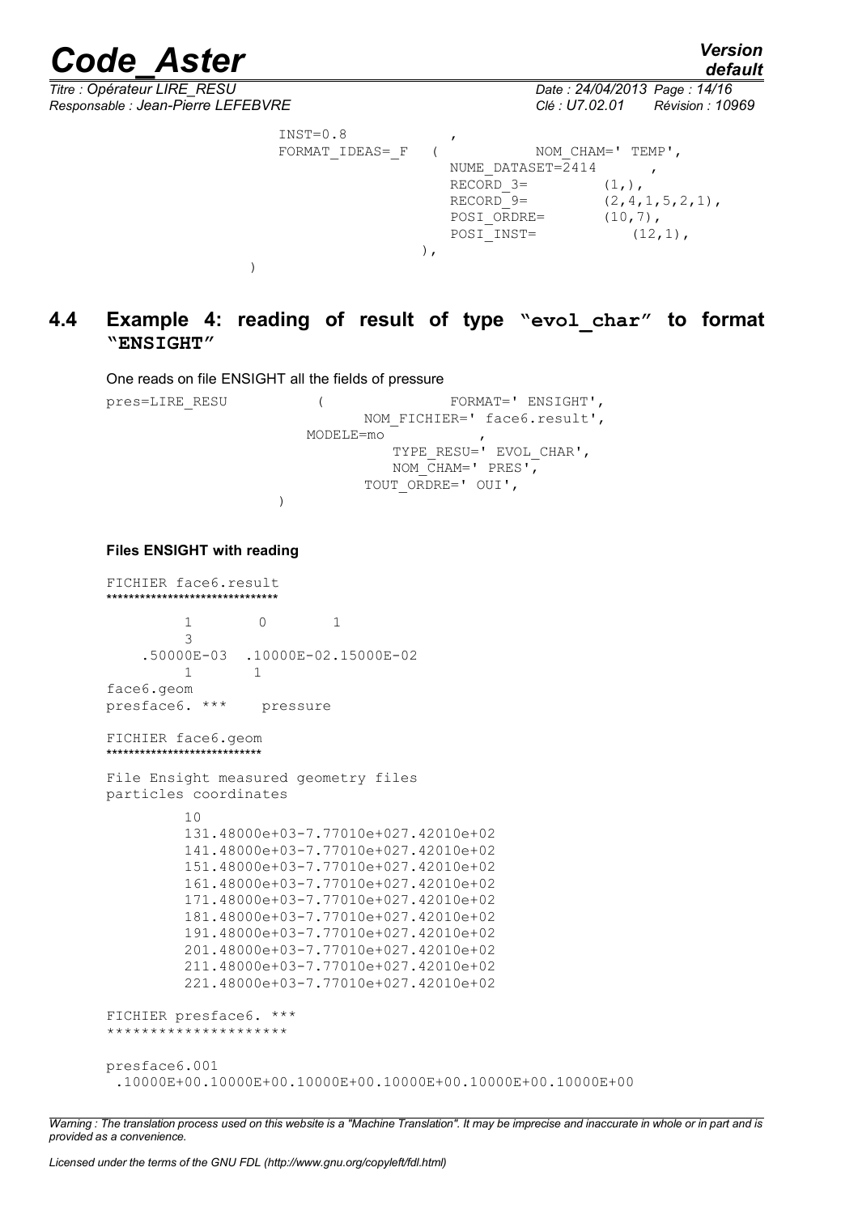```
                    INST=0.8              ,
                    FORMAT_IDEAS=_F   (            NOM_CHAM=' TEMP',
                                        NUME_DATASET=2414      ,
                                        RECORD_3=          (1,),
                                        RECORD_9=          (2,4,1,5,2,1),
                                        POSI_ORDRE=        (10,7),
                                        POSI_INST=            (12,1),
                                     ),
                 )
```

## 4.4 Example 4: reading of result of type "**evol_char**" to format "**ENSIGHT**"

One reads on file ENSIGHT all the fields of pressure

```
pres=LIRE_RESU          (              FORMAT=' ENSIGHT',
                              NOM_FICHIER=' face6.result',
                           MODELE=mo           ,
                                   TYPE_RESU=' EVOL_CHAR',
                                   NOM_CHAM=' PRES',
                                TOUT_ORDRE=' OUI',
                        )
```

**Files ENSIGHT with reading**

```
FICHIER face6.result
******************************

        1        0        1
        3
    .50000E-03  .10000E-02.15000E-02
        1       1
face6.geom
presface6. ***    pressure

FICHIER face6.geom
***************************

File Ensight measured geometry files
particles coordinates
         10
         131.48000e+03-7.77010e+027.42010e+02
         141.48000e+03-7.77010e+027.42010e+02
         151.48000e+03-7.77010e+027.42010e+02
         161.48000e+03-7.77010e+027.42010e+02
         171.48000e+03-7.77010e+027.42010e+02
         181.48000e+03-7.77010e+027.42010e+02
         191.48000e+03-7.77010e+027.42010e+02
         201.48000e+03-7.77010e+027.42010e+02
         211.48000e+03-7.77010e+027.42010e+02
         221.48000e+03-7.77010e+027.42010e+02

FICHIER presface6. ***
*********************

presface6.001
 .10000E+00.10000E+00.10000E+00.10000E+00.10000E+00.10000E+00
```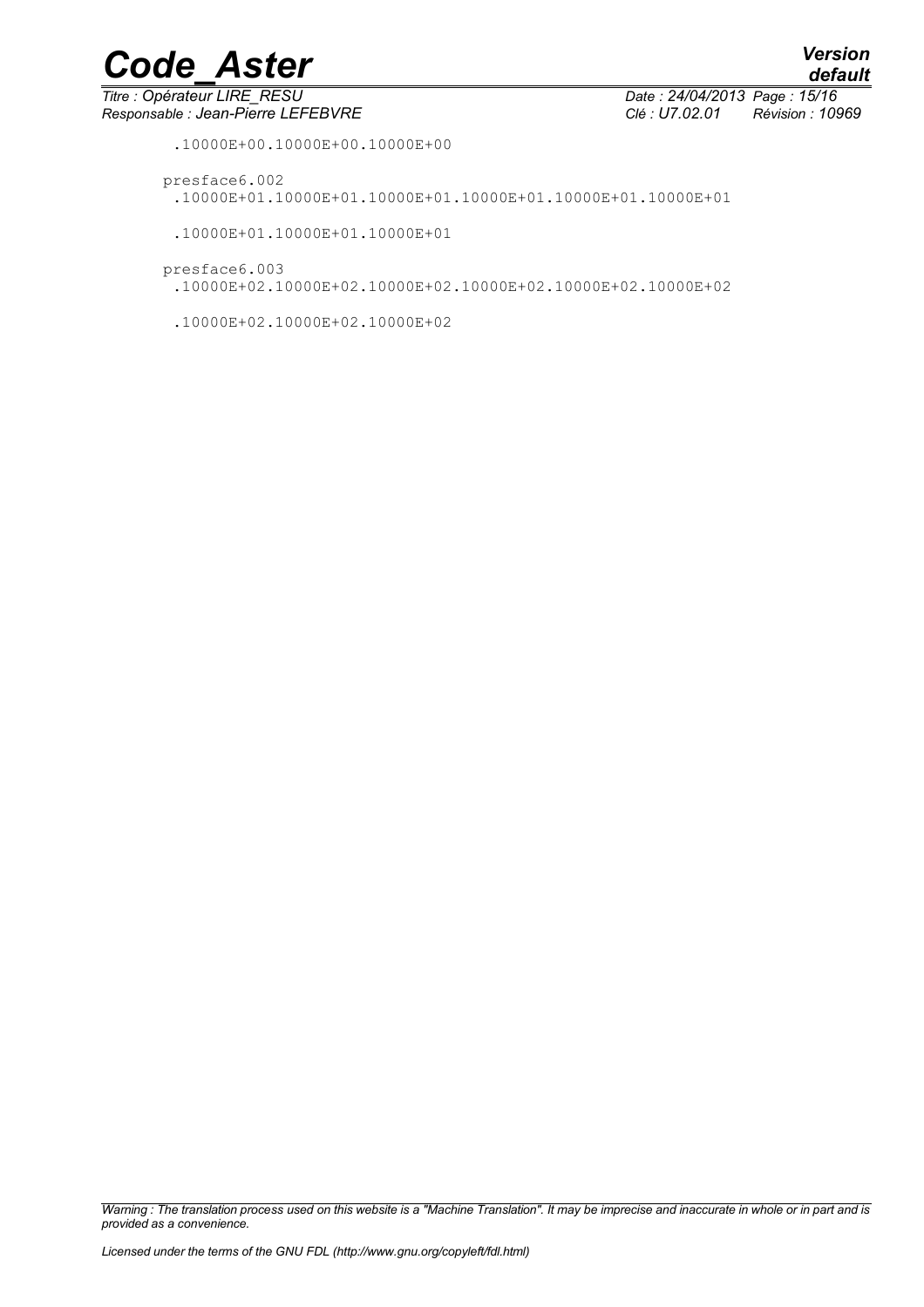```
 .10000E+00.10000E+00.10000E+00

presface6.002
 .10000E+01.10000E+01.10000E+01.10000E+01.10000E+01.10000E+01

 .10000E+01.10000E+01.10000E+01

presface6.003
 .10000E+02.10000E+02.10000E+02.10000E+02.10000E+02.10000E+02

 .10000E+02.10000E+02.10000E+02
```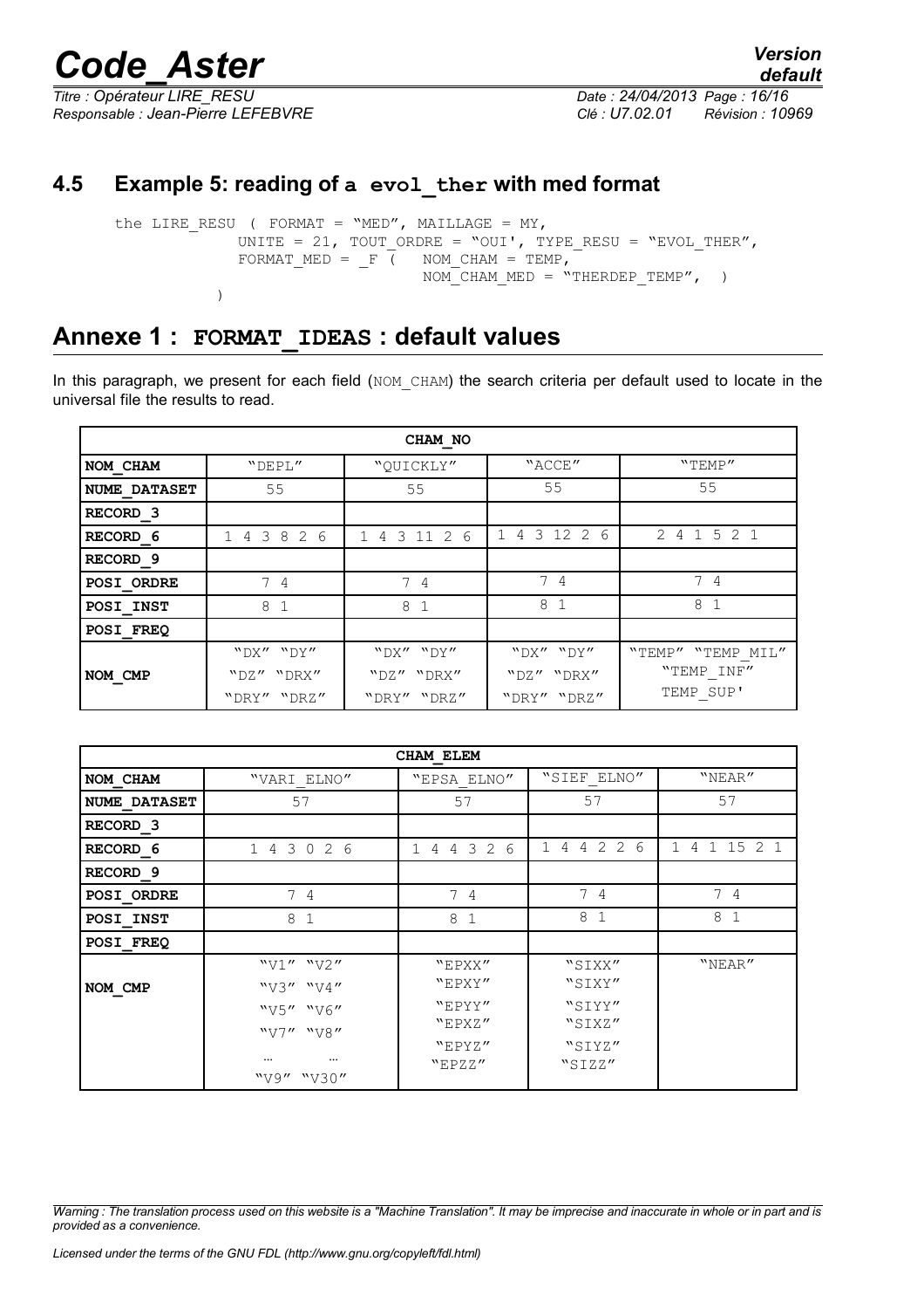## 4.5 Example 5: reading of a evol_ther with med format

```
the LIRE_RESU ( FORMAT = "MED", MAILLAGE = MY,
            UNITE = 21, TOUT_ORDRE = "OUI', TYPE_RESU = "EVOL_THER",
            FORMAT_MED = _F (   NOM_CHAM = TEMP,
                                NOM_CHAM_MED = "THERDEP_TEMP",  )
         )
```

# Annexe 1 : FORMAT_IDEAS : default values

In this paragraph, we present for each field (NOM_CHAM) the search criteria per default used to locate in the universal file the results to read.

| CHAM_NO | | | | |
|---|---|---|---|---|
| **NOM_CHAM** | "DEPL" | "QUICKLY" | "ACCE" | "TEMP" |
| **NUME_DATASET** | 55 | 55 | 55 | 55 |
| **RECORD_3** | | | | |
| **RECORD_6** | 1 4 3 8 2 6 | 1 4 3 11 2 6 | 1 4 3 12 2 6 | 2 4 1 5 2 1 |
| **RECORD_9** | | | | |
| **POSI_ORDRE** | 7 4 | 7 4 | 7 4 | 7 4 |
| **POSI_INST** | 8 1 | 8 1 | 8 1 | 8 1 |
| **POSI_FREQ** | | | | |
| **NOM_CMP** | "DX" "DY" "DZ" "DRX" "DRY" "DRZ" | "DX" "DY" "DZ" "DRX" "DRY" "DRZ" | "DX" "DY" "DZ" "DRX" "DRY" "DRZ" | "TEMP" "TEMP_MIL" "TEMP_INF" TEMP_SUP' |

| CHAM_ELEM | | | | |
|---|---|---|---|---|
| **NOM_CHAM** | "VARI_ELNO" | "EPSA_ELNO" | "SIEF_ELNO" | "NEAR" |
| **NUME_DATASET** | 57 | 57 | 57 | 57 |
| **RECORD_3** | | | | |
| **RECORD_6** | 1 4 3 0 2 6 | 1 4 4 3 2 6 | 1 4 4 2 2 6 | 1 4 1 15 2 1 |
| **RECORD_9** | | | | |
| **POSI_ORDRE** | 7 4 | 7 4 | 7 4 | 7 4 |
| **POSI_INST** | 8 1 | 8 1 | 8 1 | 8 1 |
| **POSI_FREQ** | | | | |
| **NOM_CMP** | "V1" "V2" "V3" "V4" "V5" "V6" "V7" "V8" … … "V9" "V30" | "EPXX" "EPXY" "EPYY" "EPXZ" "EPYZ" "EPZZ" | "SIXX" "SIXY" "SIYY" "SIXZ" "SIYZ" "SIZZ" | "NEAR" |